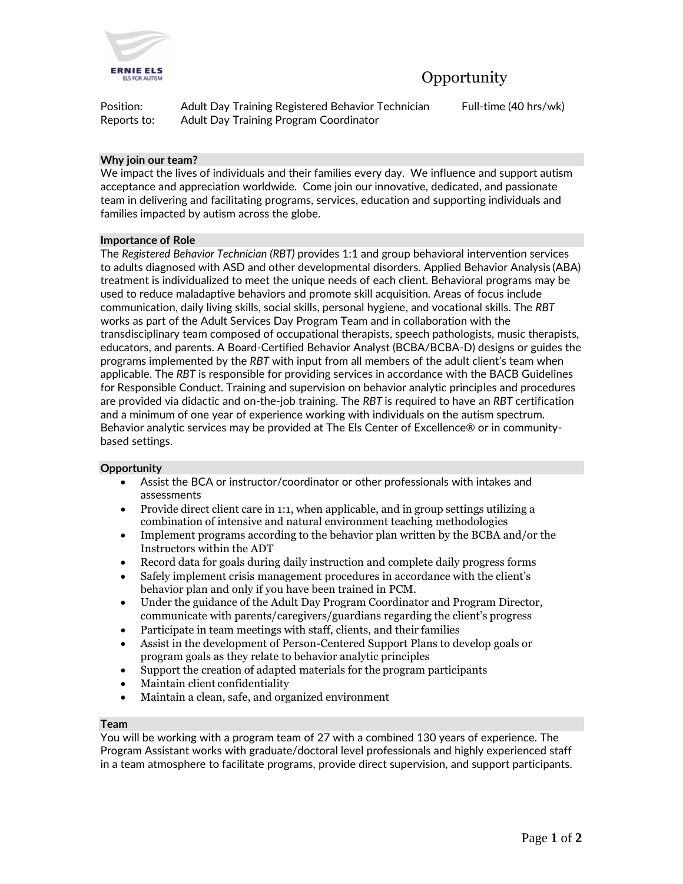ERNIE ELS
ELS FOR AUTISM

# Opportunity

Position: Adult Day Training Registered Behavior Technician Full-time (40 hrs/wk)
Reports to: Adult Day Training Program Coordinator

## Why join our team?

We impact the lives of individuals and their families every day. We influence and support autism acceptance and appreciation worldwide. Come join our innovative, dedicated, and passionate team in delivering and facilitating programs, services, education and supporting individuals and families impacted by autism across the globe.

## Importance of Role

The *Registered Behavior Technician (RBT)* provides 1:1 and group behavioral intervention services to adults diagnosed with ASD and other developmental disorders. Applied Behavior Analysis (ABA) treatment is individualized to meet the unique needs of each client. Behavioral programs may be used to reduce maladaptive behaviors and promote skill acquisition. Areas of focus include communication, daily living skills, social skills, personal hygiene, and vocational skills. The *RBT* works as part of the Adult Services Day Program Team and in collaboration with the transdisciplinary team composed of occupational therapists, speech pathologists, music therapists, educators, and parents. A Board-Certified Behavior Analyst (BCBA/BCBA-D) designs or guides the programs implemented by the *RBT* with input from all members of the adult client's team when applicable. The *RBT* is responsible for providing services in accordance with the BACB Guidelines for Responsible Conduct. Training and supervision on behavior analytic principles and procedures are provided via didactic and on-the-job training. The *RBT* is required to have an *RBT* certification and a minimum of one year of experience working with individuals on the autism spectrum. Behavior analytic services may be provided at The Els Center of Excellence® or in community-based settings.

## Opportunity

- Assist the BCA or instructor/coordinator or other professionals with intakes and assessments
- Provide direct client care in 1:1, when applicable, and in group settings utilizing a combination of intensive and natural environment teaching methodologies
- Implement programs according to the behavior plan written by the BCBA and/or the Instructors within the ADT
- Record data for goals during daily instruction and complete daily progress forms
- Safely implement crisis management procedures in accordance with the client's behavior plan and only if you have been trained in PCM.
- Under the guidance of the Adult Day Program Coordinator and Program Director, communicate with parents/caregivers/guardians regarding the client's progress
- Participate in team meetings with staff, clients, and their families
- Assist in the development of Person-Centered Support Plans to develop goals or program goals as they relate to behavior analytic principles
- Support the creation of adapted materials for the program participants
- Maintain client confidentiality
- Maintain a clean, safe, and organized environment

## Team

You will be working with a program team of 27 with a combined 130 years of experience. The Program Assistant works with graduate/doctoral level professionals and highly experienced staff in a team atmosphere to facilitate programs, provide direct supervision, and support participants.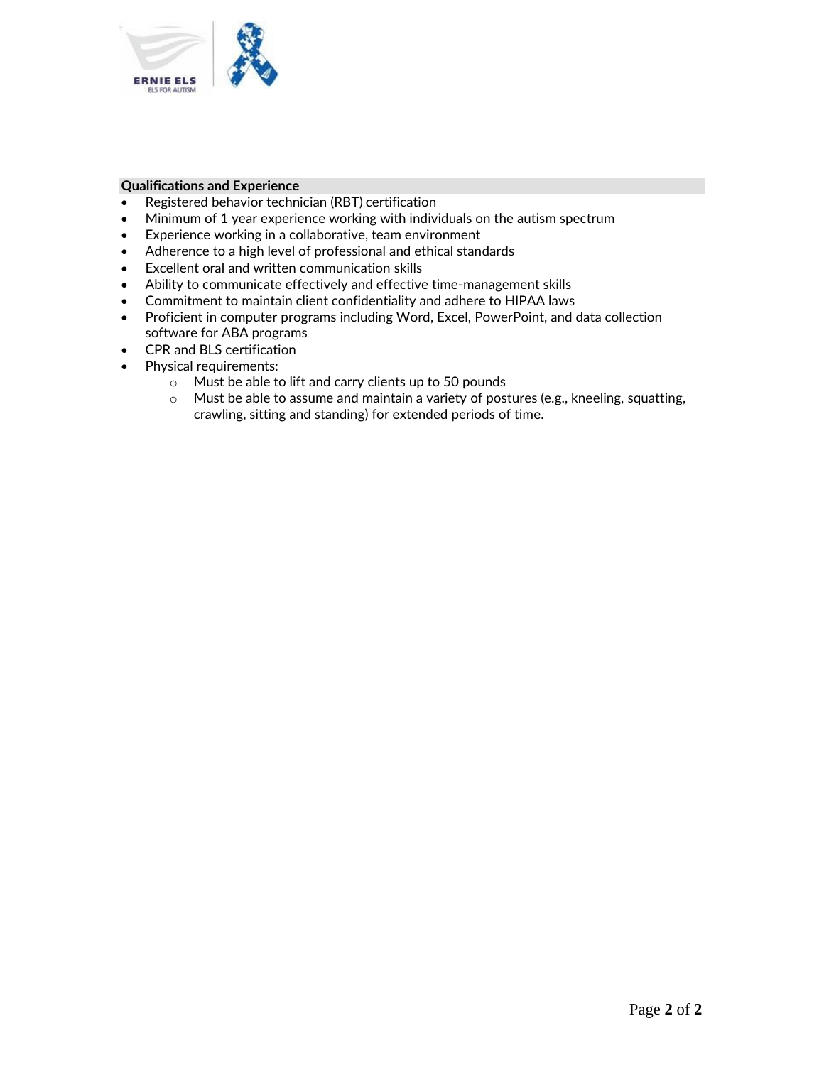**Qualifications and Experience**

- Registered behavior technician (RBT) certification
- Minimum of 1 year experience working with individuals on the autism spectrum
- Experience working in a collaborative, team environment
- Adherence to a high level of professional and ethical standards
- Excellent oral and written communication skills
- Ability to communicate effectively and effective time-management skills
- Commitment to maintain client confidentiality and adhere to HIPAA laws
- Proficient in computer programs including Word, Excel, PowerPoint, and data collection software for ABA programs
- CPR and BLS certification
- Physical requirements:
  - Must be able to lift and carry clients up to 50 pounds
  - Must be able to assume and maintain a variety of postures (e.g., kneeling, squatting, crawling, sitting and standing) for extended periods of time.